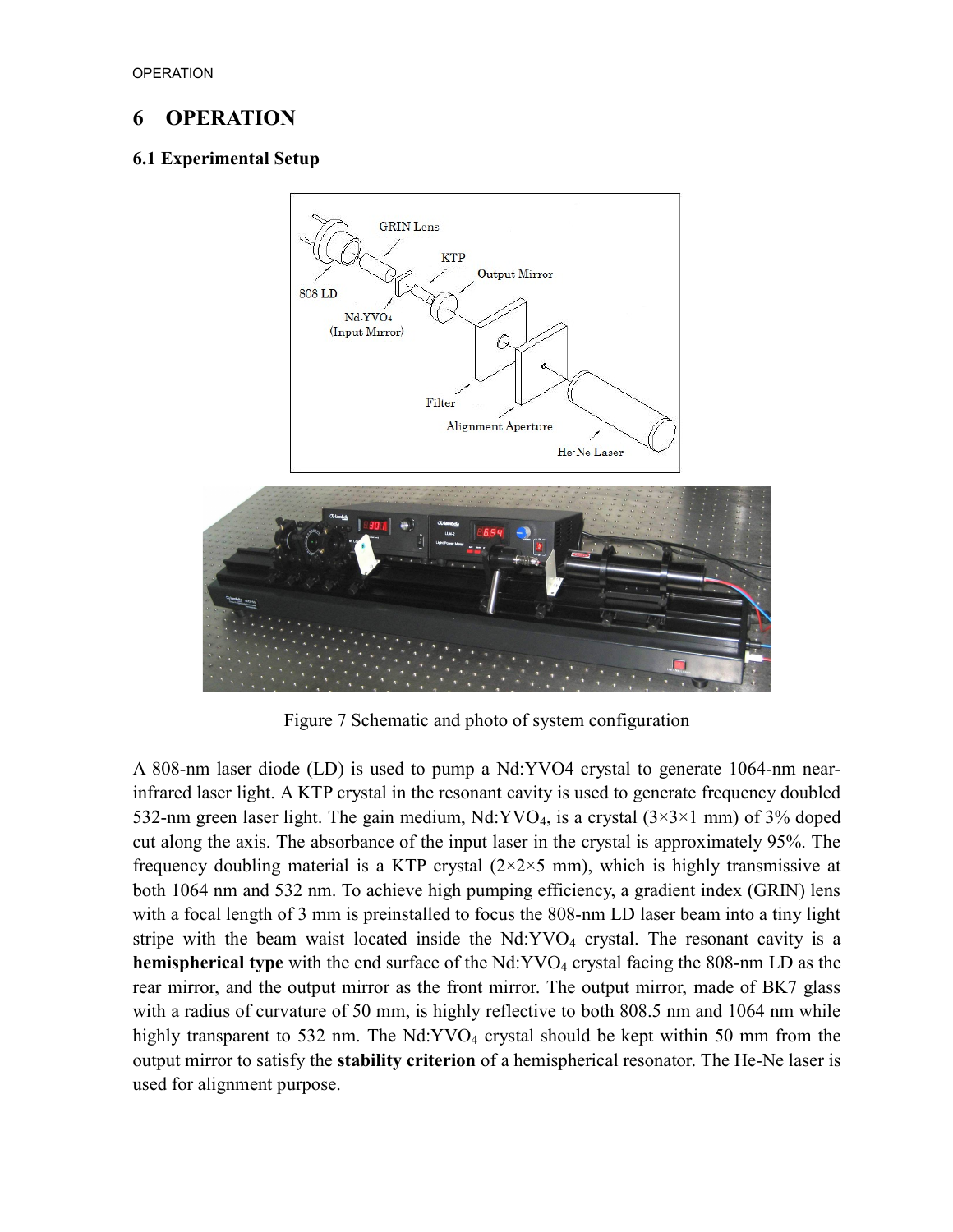# 6 OPERATION

## 6.1 Experimental Setup

GRIN Lens

KTP

Output Mirror

808 LD

Nd:YVO4 (Input Mirror)

Filter

Alignment Aperture

He-Ne Laser

Figure 7 Schematic and photo of system configuration

A 808-nm laser diode (LD) is used to pump a Nd:YVO4 crystal to generate 1064-nm near-infrared laser light. A KTP crystal in the resonant cavity is used to generate frequency doubled 532-nm green laser light. The gain medium, Nd:$YVO_4$, is a crystal (3×3×1 mm) of 3% doped cut along the axis. The absorbance of the input laser in the crystal is approximately 95%. The frequency doubling material is a KTP crystal (2×2×5 mm), which is highly transmissive at both 1064 nm and 532 nm. To achieve high pumping efficiency, a gradient index (GRIN) lens with a focal length of 3 mm is preinstalled to focus the 808-nm LD laser beam into a tiny light stripe with the beam waist located inside the Nd:$YVO_4$ crystal. The resonant cavity is a **hemispherical type** with the end surface of the Nd:$YVO_4$ crystal facing the 808-nm LD as the rear mirror, and the output mirror as the front mirror. The output mirror, made of BK7 glass with a radius of curvature of 50 mm, is highly reflective to both 808.5 nm and 1064 nm while highly transparent to 532 nm. The Nd:$YVO_4$ crystal should be kept within 50 mm from the output mirror to satisfy the **stability criterion** of a hemispherical resonator. The He-Ne laser is used for alignment purpose.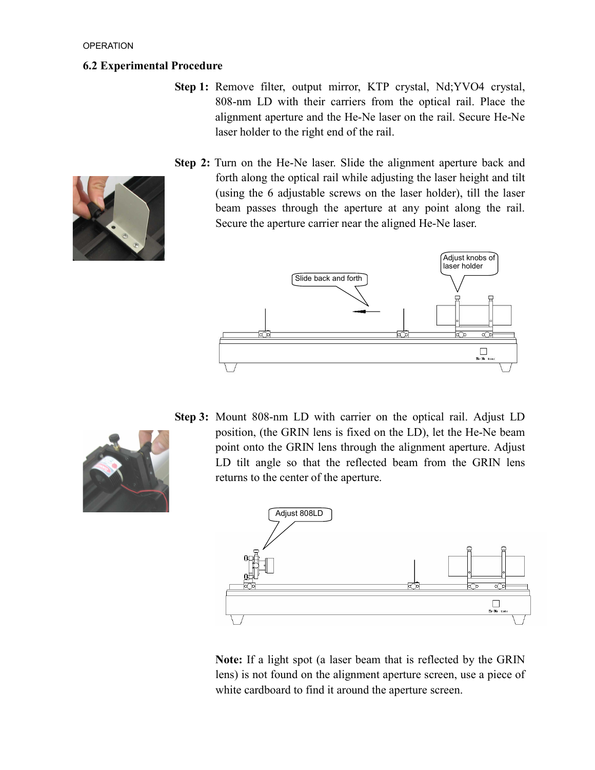## 6.2 Experimental Procedure

**Step 1:** Remove filter, output mirror, KTP crystal, Nd;YVO4 crystal, 808-nm LD with their carriers from the optical rail. Place the alignment aperture and the He-Ne laser on the rail. Secure He-Ne laser holder to the right end of the rail.

**Step 2:** Turn on the He-Ne laser. Slide the alignment aperture back and forth along the optical rail while adjusting the laser height and tilt (using the 6 adjustable screws on the laser holder), till the laser beam passes through the aperture at any point along the rail. Secure the aperture carrier near the aligned He-Ne laser.

Slide back and forth

Adjust knobs of laser holder

**Step 3:** Mount 808-nm LD with carrier on the optical rail. Adjust LD position, (the GRIN lens is fixed on the LD), let the He-Ne beam point onto the GRIN lens through the alignment aperture. Adjust LD tilt angle so that the reflected beam from the GRIN lens returns to the center of the aperture.

Adjust 808LD

**Note:** If a light spot (a laser beam that is reflected by the GRIN lens) is not found on the alignment aperture screen, use a piece of white cardboard to find it around the aperture screen.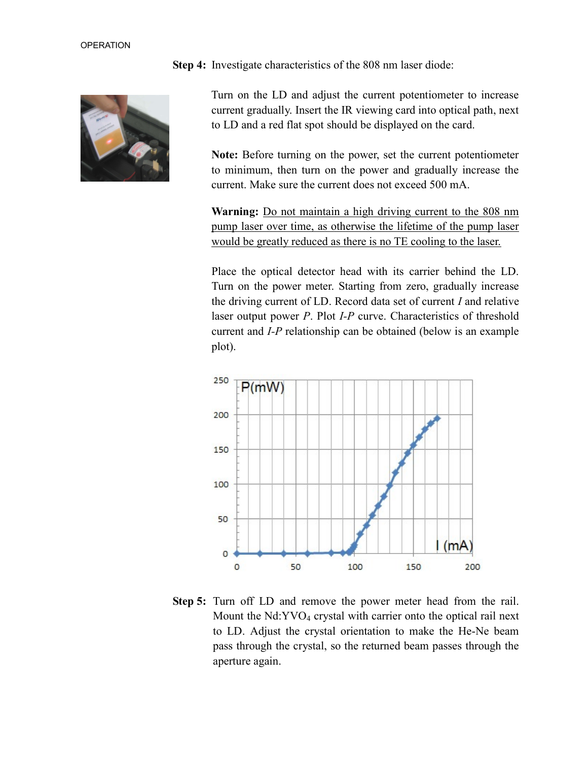**Step 4:** Investigate characteristics of the 808 nm laser diode:

Turn on the LD and adjust the current potentiometer to increase current gradually. Insert the IR viewing card into optical path, next to LD and a red flat spot should be displayed on the card.

**Note:** Before turning on the power, set the current potentiometer to minimum, then turn on the power and gradually increase the current. Make sure the current does not exceed 500 mA.

**Warning:** Do not maintain a high driving current to the 808 nm pump laser over time, as otherwise the lifetime of the pump laser would be greatly reduced as there is no TE cooling to the laser.

Place the optical detector head with its carrier behind the LD. Turn on the power meter. Starting from zero, gradually increase the driving current of LD. Record data set of current $I$ and relative laser output power $P$. Plot $I$-$P$ curve. Characteristics of threshold current and $I$-$P$ relationship can be obtained (below is an example plot).

P(mW)

250
200
150
100
50
0

0
50
100
150
200

I (mA)

**Step 5:** Turn off LD and remove the power meter head from the rail. Mount the Nd:$YVO_4$ crystal with carrier onto the optical rail next to LD. Adjust the crystal orientation to make the He-Ne beam pass through the crystal, so the returned beam passes through the aperture again.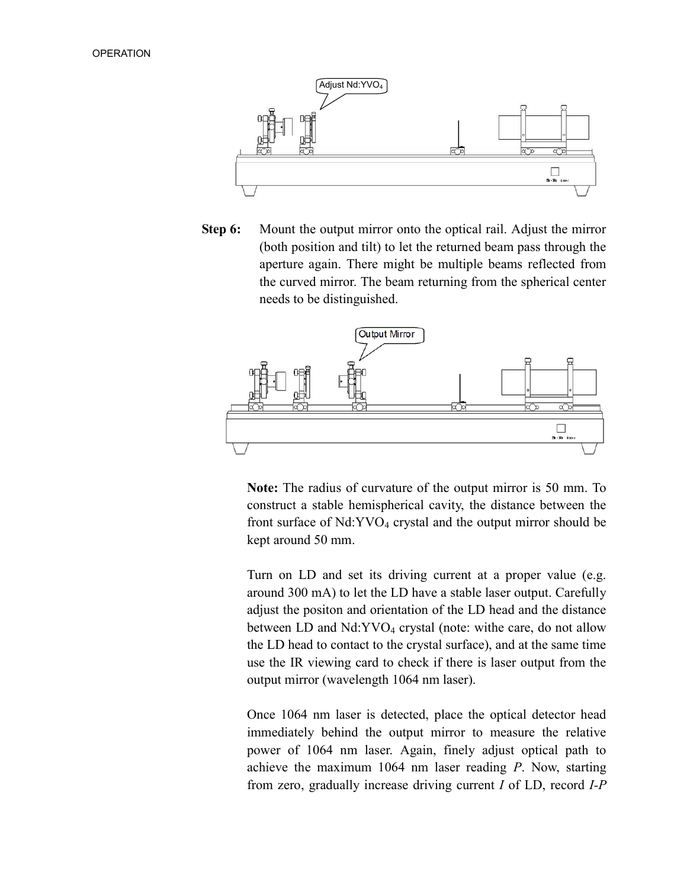Adjust $Nd:YVO_4$

**Step 6:** Mount the output mirror onto the optical rail. Adjust the mirror (both position and tilt) to let the returned beam pass through the aperture again. There might be multiple beams reflected from the curved mirror. The beam returning from the spherical center needs to be distinguished.

Output Mirror

**Note:** The radius of curvature of the output mirror is 50 mm. To construct a stable hemispherical cavity, the distance between the front surface of $Nd:YVO_4$ crystal and the output mirror should be kept around 50 mm.

Turn on LD and set its driving current at a proper value (e.g. around 300 mA) to let the LD have a stable laser output. Carefully adjust the positon and orientation of the LD head and the distance between LD and $Nd:YVO_4$ crystal (note: withe care, do not allow the LD head to contact to the crystal surface), and at the same time use the IR viewing card to check if there is laser output from the output mirror (wavelength 1064 nm laser).

Once 1064 nm laser is detected, place the optical detector head immediately behind the output mirror to measure the relative power of 1064 nm laser. Again, finely adjust optical path to achieve the maximum 1064 nm laser reading $P$. Now, starting from zero, gradually increase driving current $I$ of LD, record $I$-$P$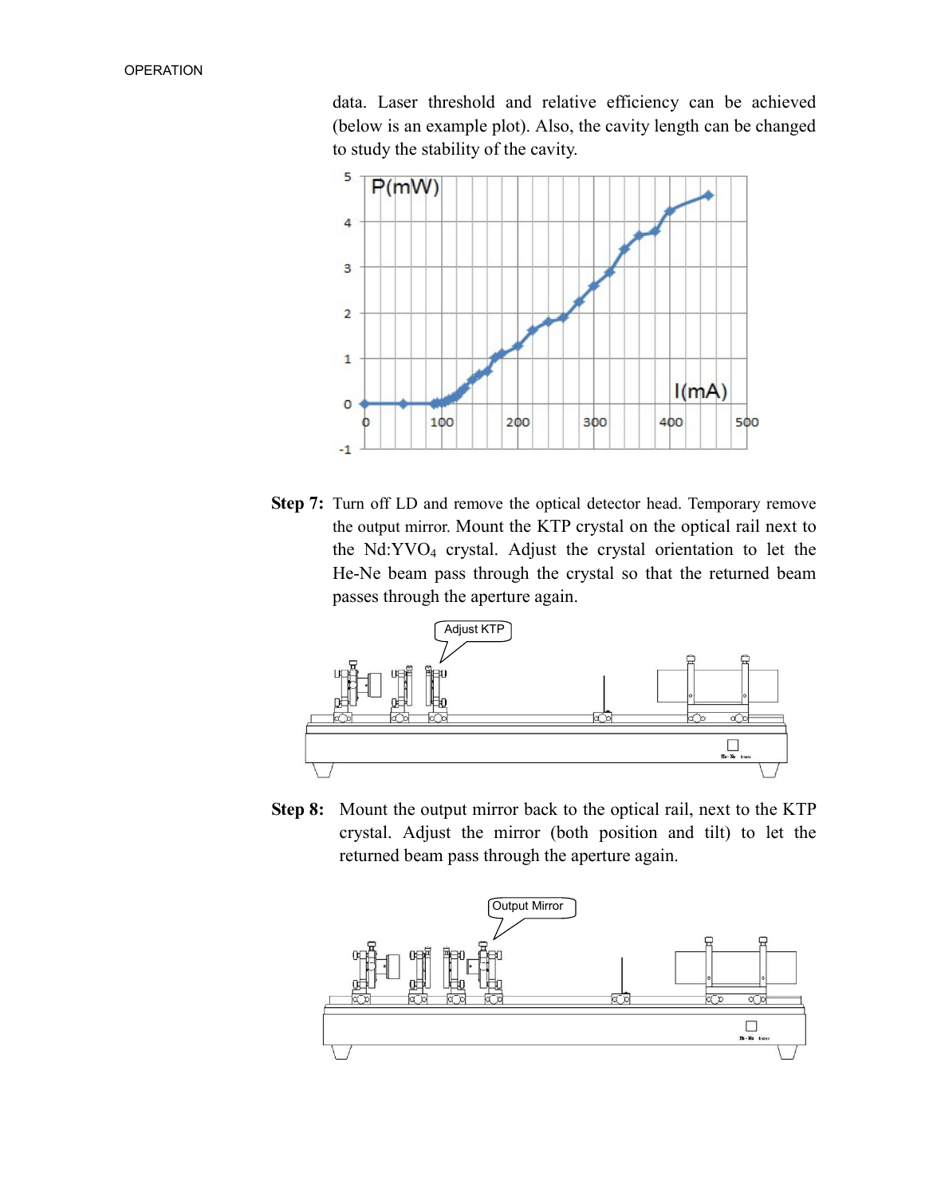data. Laser threshold and relative efficiency can be achieved (below is an example plot). Also, the cavity length can be changed to study the stability of the cavity.

P(mW)

5
4
3
2
1
0
-1

I(mA)

0
100
200
300
400
500

**Step 7:** Turn off LD and remove the optical detector head. Temporary remove the output mirror. Mount the KTP crystal on the optical rail next to the $Nd:YVO_4$ crystal. Adjust the crystal orientation to let the He-Ne beam pass through the crystal so that the returned beam passes through the aperture again.

Adjust KTP

**Step 8:** Mount the output mirror back to the optical rail, next to the KTP crystal. Adjust the mirror (both position and tilt) to let the returned beam pass through the aperture again.

Output Mirror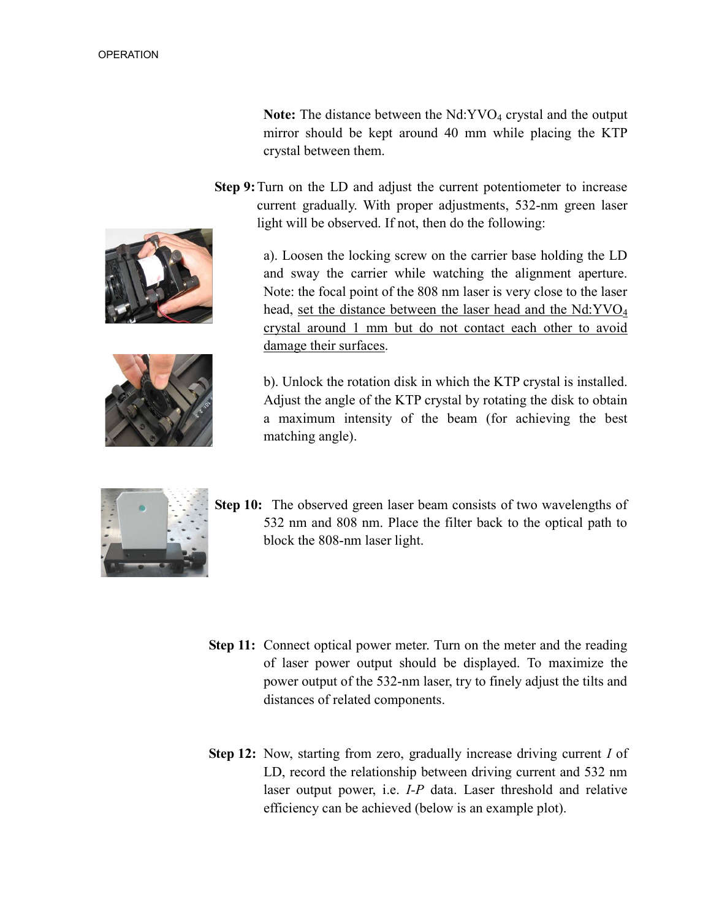**Note:** The distance between the Nd:$YVO_4$ crystal and the output mirror should be kept around 40 mm while placing the KTP crystal between them.

**Step 9:** Turn on the LD and adjust the current potentiometer to increase current gradually. With proper adjustments, 532-nm green laser light will be observed. If not, then do the following:

a). Loosen the locking screw on the carrier base holding the LD and sway the carrier while watching the alignment aperture. Note: the focal point of the 808 nm laser is very close to the laser head, set the distance between the laser head and the Nd:$YVO_4$ crystal around 1 mm but do not contact each other to avoid damage their surfaces.

b). Unlock the rotation disk in which the KTP crystal is installed. Adjust the angle of the KTP crystal by rotating the disk to obtain a maximum intensity of the beam (for achieving the best matching angle).

**Step 10:** The observed green laser beam consists of two wavelengths of 532 nm and 808 nm. Place the filter back to the optical path to block the 808-nm laser light.

**Step 11:** Connect optical power meter. Turn on the meter and the reading of laser power output should be displayed. To maximize the power output of the 532-nm laser, try to finely adjust the tilts and distances of related components.

**Step 12:** Now, starting from zero, gradually increase driving current $I$ of LD, record the relationship between driving current and 532 nm laser output power, i.e. $I$-$P$ data. Laser threshold and relative efficiency can be achieved (below is an example plot).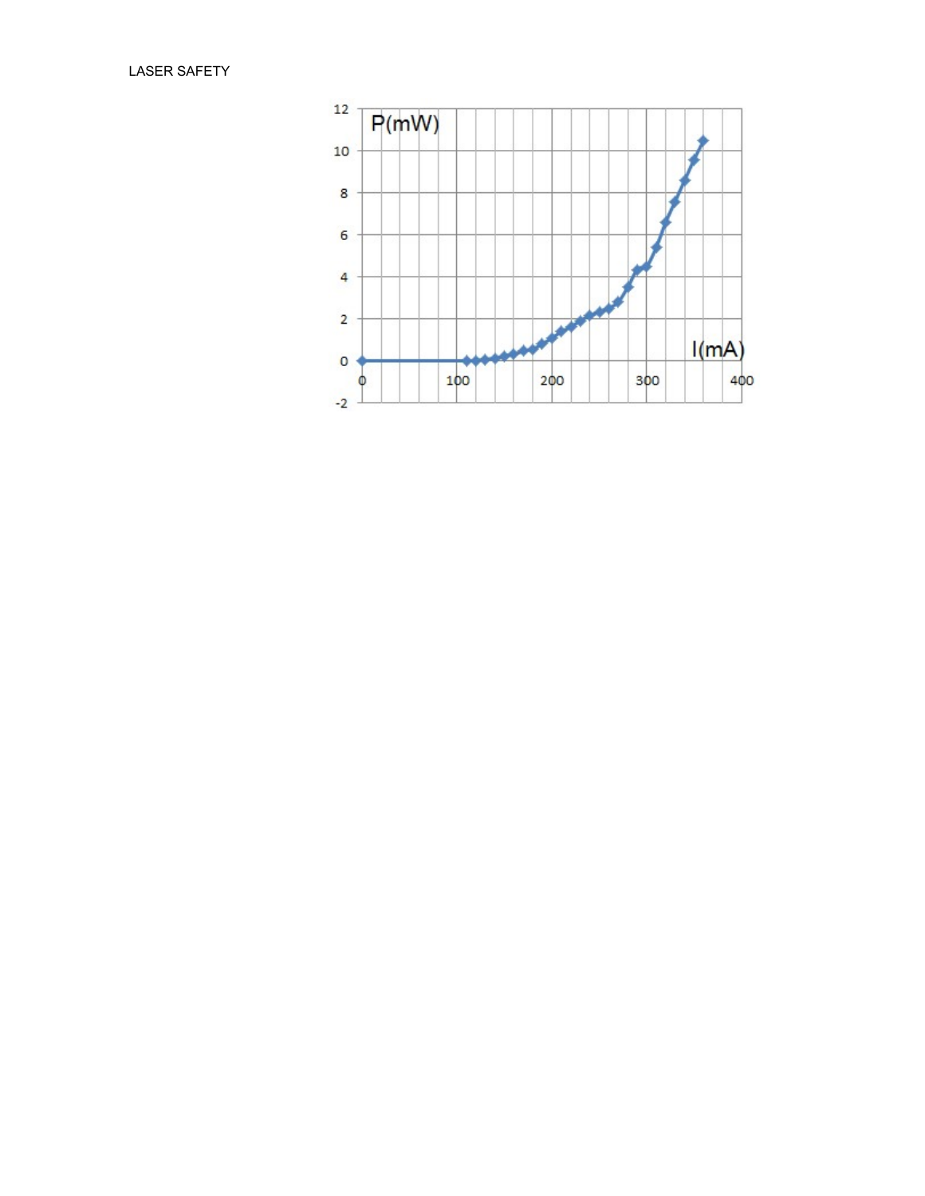P(mW)

12
10
8
6
4
2
0
-2

I(mA)

0
100
200
300
400